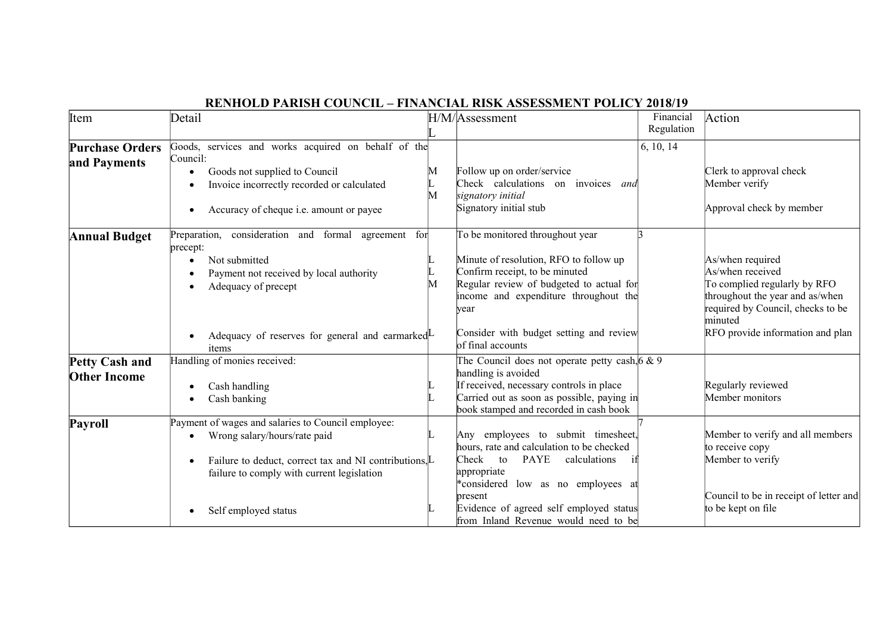# RENHOLD PARISH COUNCIL – FINANCIAL RISK ASSESSMENT POLICY 2018/19

| Item | Detail | H/M/L | Assessment | Financial Regulation | Action |
|---|---|---|---|---|---|
| **Purchase Orders and Payments** | Goods, services and works acquired on behalf of the Council: | | | 6, 10, 14 | |
| | • Goods not supplied to Council | M | Follow up on order/service | | Clerk to approval check |
| | • Invoice incorrectly recorded or calculated | L | Check calculations on invoices *and signatory initial* | | Member verify |
| | • Accuracy of cheque i.e. amount or payee | M | Signatory initial stub | | Approval check by member |
| **Annual Budget** | Preparation, consideration and formal agreement for precept: | | To be monitored throughout year | 3 | |
| | • Not submitted | L | Minute of resolution, RFO to follow up | | As/when required |
| | • Payment not received by local authority | L | Confirm receipt, to be minuted | | As/when received |
| | • Adequacy of precept | M | Regular review of budgeted to actual for income and expenditure throughout the year | | To complied regularly by RFO throughout the year and as/when required by Council, checks to be minuted |
| | • Adequacy of reserves for general and earmarked items | L | Consider with budget setting and review of final accounts | | RFO provide information and plan |
| **Petty Cash and Other Income** | Handling of monies received: | | The Council does not operate petty cash, handling is avoided | 6 & 9 | |
| | • Cash handling | L | If received, necessary controls in place | | Regularly reviewed |
| | • Cash banking | L | Carried out as soon as possible, paying in book stamped and recorded in cash book | | Member monitors |
| **Payroll** | Payment of wages and salaries to Council employee: | | | 7 | |
| | • Wrong salary/hours/rate paid | L | Any employees to submit timesheet, hours, rate and calculation to be checked | | Member to verify and all members to receive copy |
| | • Failure to deduct, correct tax and NI contributions, failure to comply with current legislation | L | Check to PAYE calculations if appropriate<br>*considered low as no employees at present | | Member to verify |
| | • Self employed status | L | Evidence of agreed self employed status from Inland Revenue would need to be | | Council to be in receipt of letter and to be kept on file |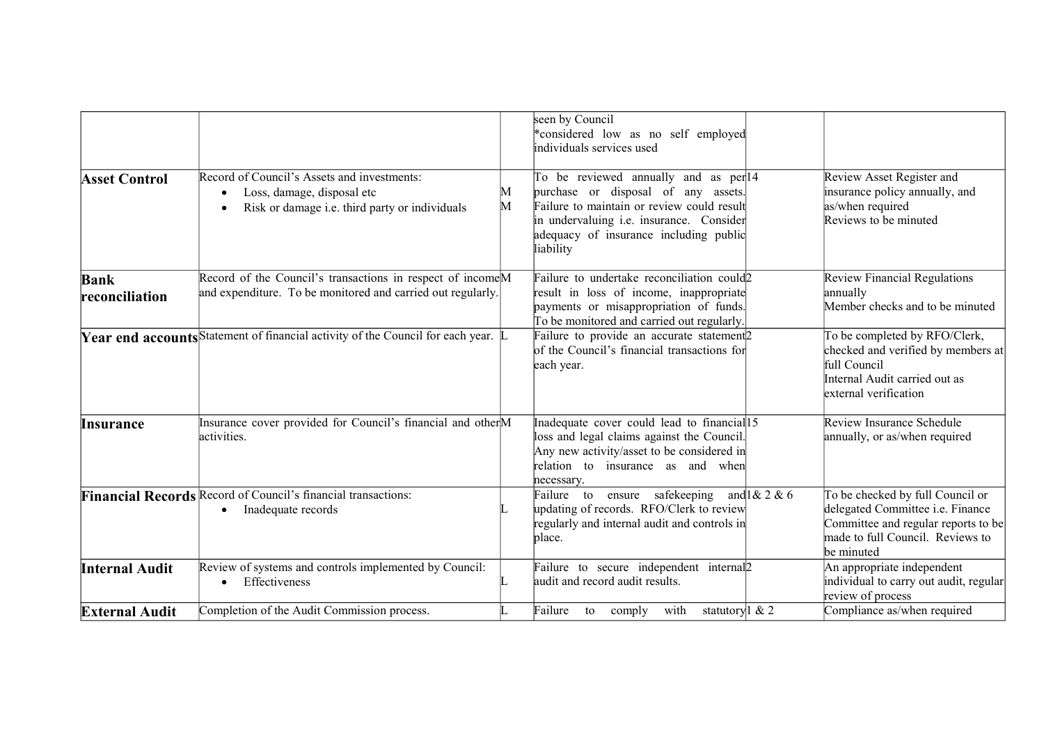| | | | | | |
|---|---|---|---|---|---|
| | | | seen by Council<br>*considered low as no self employed individuals services used | | |
| **Asset Control** | Record of Council's Assets and investments:<br>• Loss, damage, disposal etc<br>• Risk or damage i.e. third party or individuals | M<br>M | To be reviewed annually and as per purchase or disposal of any assets. Failure to maintain or review could result in undervaluing i.e. insurance. Consider adequacy of insurance including public liability | 14 | Review Asset Register and insurance policy annually, and as/when required<br>Reviews to be minuted |
| **Bank reconciliation** | Record of the Council's transactions in respect of income and expenditure. To be monitored and carried out regularly. | M | Failure to undertake reconciliation could result in loss of income, inappropriate payments or misappropriation of funds. To be monitored and carried out regularly. | 2 | Review Financial Regulations annually<br>Member checks and to be minuted |
| **Year end accounts** | Statement of financial activity of the Council for each year. | L | Failure to provide an accurate statement of the Council's financial transactions for each year. | 2 | To be completed by RFO/Clerk, checked and verified by members at full Council<br>Internal Audit carried out as external verification |
| **Insurance** | Insurance cover provided for Council's financial and other activities. | M | Inadequate cover could lead to financial loss and legal claims against the Council. Any new activity/asset to be considered in relation to insurance as and when necessary. | 15 | Review Insurance Schedule annually, or as/when required |
| **Financial Records** | Record of Council's financial transactions:<br>• Inadequate records | L | Failure to ensure safekeeping and updating of records. RFO/Clerk to review regularly and internal audit and controls in place. | 1& 2 & 6 | To be checked by full Council or delegated Committee i.e. Finance Committee and regular reports to be made to full Council. Reviews to be minuted |
| **Internal Audit** | Review of systems and controls implemented by Council:<br>• Effectiveness | L | Failure to secure independent internal audit and record audit results. | 2 | An appropriate independent individual to carry out audit, regular review of process |
| **External Audit** | Completion of the Audit Commission process. | L | Failure to comply with statutory | 1 & 2 | Compliance as/when required |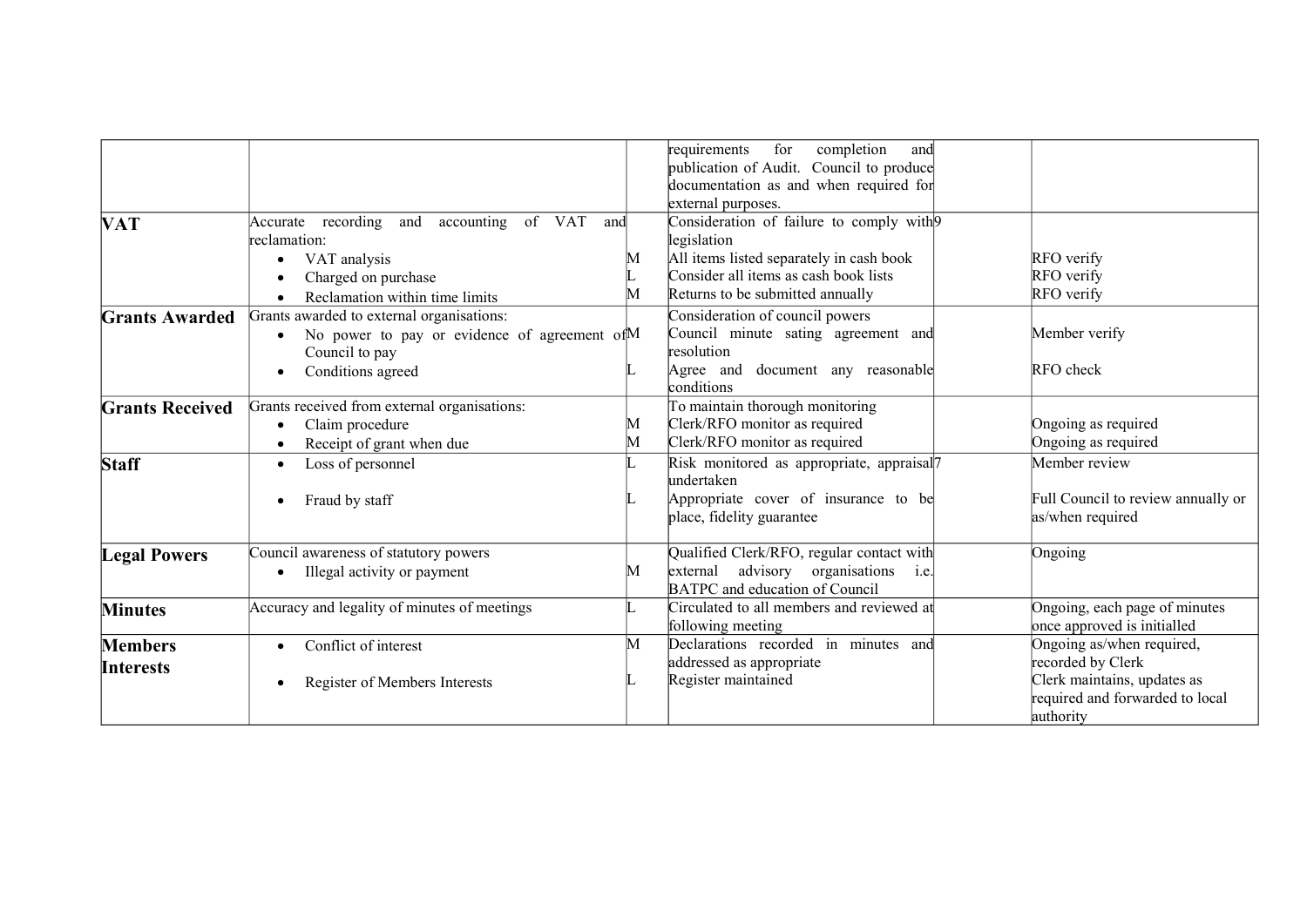| | | | | | |
|---|---|---|---|---|---|
| | | | requirements for completion and publication of Audit. Council to produce documentation as and when required for external purposes. | | |
| **VAT** | Accurate recording and accounting of VAT and reclamation:<br>• VAT analysis<br>• Charged on purchase<br>• Reclamation within time limits | <br><br>M<br>L<br>M | Consideration of failure to comply with legislation<br>All items listed separately in cash book<br>Consider all items as cash book lists<br>Returns to be submitted annually | 9 | <br><br>RFO verify<br>RFO verify<br>RFO verify |
| **Grants Awarded** | Grants awarded to external organisations:<br>• No power to pay or evidence of agreement of Council to pay<br>• Conditions agreed | <br>M<br><br>L | Consideration of council powers<br>Council minute sating agreement and resolution<br>Agree and document any reasonable conditions | | <br>Member verify<br><br>RFO check |
| **Grants Received** | Grants received from external organisations:<br>• Claim procedure<br>• Receipt of grant when due | <br>M<br>M | To maintain thorough monitoring<br>Clerk/RFO monitor as required<br>Clerk/RFO monitor as required | | <br>Ongoing as required<br>Ongoing as required |
| **Staff** | • Loss of personnel<br><br>• Fraud by staff | L<br><br>L | Risk monitored as appropriate, appraisal undertaken<br>Appropriate cover of insurance to be place, fidelity guarantee | 7 | Member review<br><br>Full Council to review annually or as/when required |
| **Legal Powers** | Council awareness of statutory powers<br>• Illegal activity or payment | <br>M | Qualified Clerk/RFO, regular contact with external advisory organisations i.e. BATPC and education of Council | | Ongoing |
| **Minutes** | Accuracy and legality of minutes of meetings | L | Circulated to all members and reviewed at following meeting | | Ongoing, each page of minutes once approved is initialled |
| **Members Interests** | • Conflict of interest<br><br>• Register of Members Interests | M<br><br>L | Declarations recorded in minutes and addressed as appropriate<br>Register maintained | | Ongoing as/when required, recorded by Clerk<br>Clerk maintains, updates as required and forwarded to local authority |